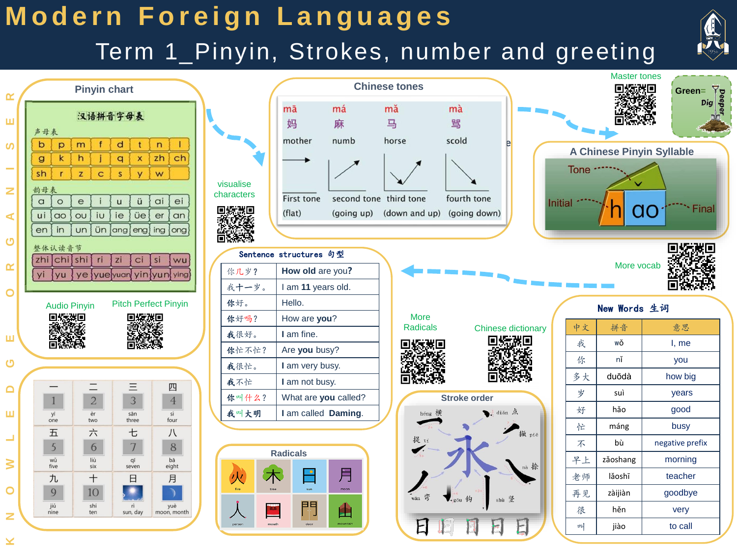# Modern Foreign Languages

## Term 1_Pinyin, Strokes, number and greeting

KNOWLEDGE ORGANISER

## Pinyin chart

汉语拼音字母表

声母表

| b | p | m | f | d | t | n | l |
|---|---|---|---|---|---|---|---|
| g | k | h | j | q | x | zh | ch |
| sh | r | z | c | s | y | w | |

韵母表

| a | o | e | i | u | ü | ai | ei |
|---|---|---|---|---|---|---|---|
| ui | ao | ou | iu | ie | üe | er | an |
| en | in | un | ün | ang | eng | ing | ong |

整体认读音节

| zhi | chi | shi | ri | zi | ci | si | wu |
|---|---|---|---|---|---|---|---|
| yi | yu | ye | yue | yuan | yin | yun | ying |

Audio Pinyin

Pitch Perfect Pinyin

## Chinese tones

| mā | má | mǎ | mà |
|---|---|---|---|
| 妈 | 麻 | 马 | 骂 |
| mother | numb | horse | scold |
| First tone (flat) | second tone (going up) | third tone (down and up) | fourth tone (going down) |

visualise characters

Master tones

Green= Dig Deeper

## A Chinese Pinyin Syllable

Tone

Initial h ao Final

More vocab

## Sentence structures 句型

| | |
|---|---|
| 你几岁？ | How old are you? |
| 我十一岁。 | I am **11** years old. |
| 你好。 | Hello. |
| 你好吗？ | How are **you**? |
| 我很好。 | **I** am fine. |
| 你忙不忙？ | Are **you** busy? |
| 我很忙。 | **I** am very busy. |
| 我不忙 | **I** am not busy. |
| 你叫什么？ | What are **you** called? |
| 我叫大明 | **I** am called **Daming**. |

More Radicals

Chinese dictionary

## New Words 生词

| 中文 | 拼音 | 意思 |
|---|---|---|
| 我 | wǒ | I, me |
| 你 | nǐ | you |
| 多大 | duōdà | how big |
| 岁 | suì | years |
| 好 | hǎo | good |
| 忙 | máng | busy |
| 不 | bù | negative prefix |
| 早上 | zǎoshang | morning |
| 老师 | lǎoshī | teacher |
| 再见 | zàijiàn | goodbye |
| 很 | hěn | very |
| 叫 | jiào | to call |

| 一 1 yī one | 二 2 èr two | 三 3 sān three | 四 4 sì four |
|---|---|---|---|
| 五 5 wǔ five | 六 6 liù six | 七 7 qī seven | 八 8 bā eight |
| 九 9 jiǔ nine | 十 10 shí ten | 日 rì sun, day | 月 yuè moon, month |

## Radicals

| 火 fire | 木 tree | 日 sun | 月 moon |
|---|---|---|---|
| 人 person | 口 mouth | 門 door | 山 mountain |

## Stroke order

héng 横, diǎn 点, piě 撇, nà 捺, shù 竖, gōu 钩, wān 弯, tí 提

永

日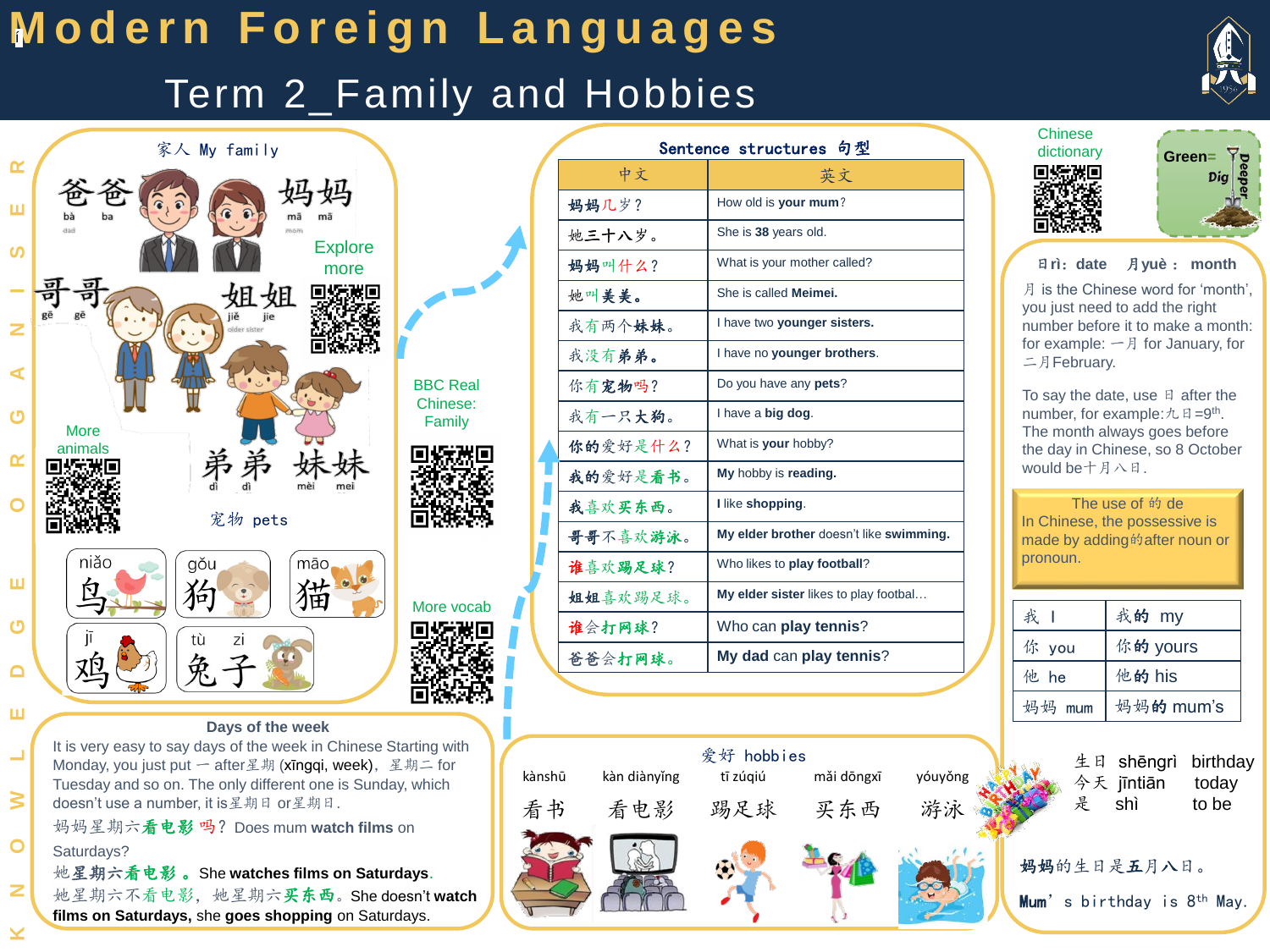# Modern Foreign Languages

## Term 2_Family and Hobbies

KNOWLEDGE ORGANISER

### 家人 My family

爸爸 bà ba dad

妈妈 mā mā mom

哥哥 gē gē

姐姐 jiě jie older sister

弟弟 dì dì

妹妹 mèi mei

宠物 pets

鸟 niǎo

狗 gǒu

猫 māo

鸡 jī

兔子 tù zi

Explore more

More animals

BBC Real Chinese: Family

More vocab

### Sentence structures 句型

| 中文 | 英文 |
|---|---|
| 妈妈几岁? | How old is **your mum**? |
| 她三十八岁。 | She is **38** years old. |
| 妈妈叫什么? | What is your mother called? |
| 她叫美美。 | She is called **Meimei.** |
| 我有两个妹妹。 | I have two **younger sisters.** |
| 我没有弟弟。 | I have no **younger brothers**. |
| 你有宠物吗? | Do you have any **pets**? |
| 我有一只大狗。 | I have a **big dog**. |
| 你的爱好是什么? | What is **your** hobby? |
| 我的爱好是看书。 | **My hobby is reading.** |
| 我喜欢买东西。 | **I** like **shopping**. |
| 哥哥不喜欢游泳。 | **My elder brother** doesn't like **swimming.** |
| 谁喜欢踢足球? | Who likes to **play football**? |
| 姐姐喜欢踢足球。 | **My elder sister** likes to play footbal… |
| 谁会打网球? | Who can **play tennis**? |
| 爸爸会打网球。 | **My dad** can **play tennis**? |

### Days of the week

It is very easy to say days of the week in Chinese Starting with Monday, you just put 一 after星期 (xīngqi, week), 星期二 for Tuesday and so on. The only different one is Sunday, which doesn't use a number, it is星期日 or星期日.

妈妈星期六**看电影**吗? Does mum **watch films** on Saturdays?

她**星期六看电影**。 She **watches films on Saturdays**.

她星期六不看电影, 她星期六**买东西**。 She doesn't **watch films on Saturdays,** she **goes shopping** on Saturdays.

### 爱好 hobbies

| kànshū | kàn diànyǐng | tī zúqiú | mǎi dōngxī | yóuyǒng |
|---|---|---|---|---|
| 看书 | 看电影 | 踢足球 | 买东西 | 游泳 |

Chinese dictionary

Green= Dig Deeper

日rì: date 月yuè: month

月 is the Chinese word for 'month', you just need to add the right number before it to make a month: for example: 一月 for January, for 二月February.

To say the date, use 日 after the number, for example:九日=9th. The month always goes before the day in Chinese, so 8 October would be十月八日.

**The use of 的 de**

In Chinese, the possessive is made by adding的after noun or pronoun.

| | |
|---|---|
| 我 I | 我的 my |
| 你 you | 你的 yours |
| 他 he | 他的 his |
| 妈妈 mum | 妈妈的 mum's |

| | | |
|---|---|---|
| 生日 | shēngrì | birthday |
| 今天 | jīntiān | today |
| 是 | shì | to be |

妈妈的生日是五月八日。

Mum's birthday is 8th May.